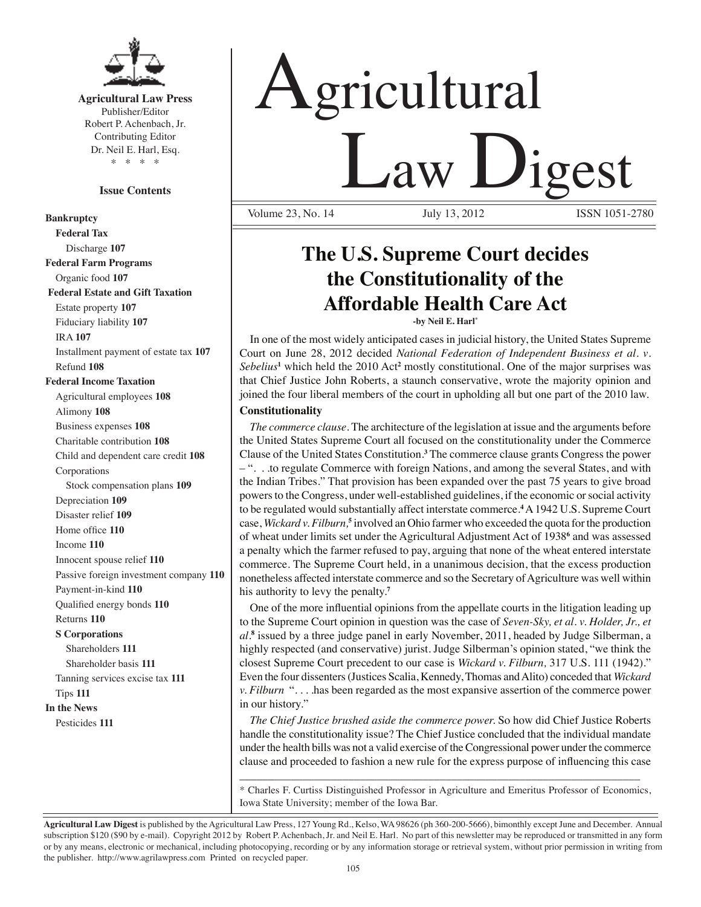**Agricultural Law Press**
Publisher/Editor
Robert P. Achenbach, Jr.
Contributing Editor
Dr. Neil E. Harl, Esq.
\* \* \* \*

**Issue Contents**

**Bankruptcy**
- **Federal Tax**
  - Discharge **107**

**Federal Farm Programs**
- Organic food **107**

**Federal Estate and Gift Taxation**
- Estate property **107**
- Fiduciary liability **107**
- IRA **107**
- Installment payment of estate tax **107**
- Refund **108**

**Federal Income Taxation**
- Agricultural employees **108**
- Alimony **108**
- Business expenses **108**
- Charitable contribution **108**
- Child and dependent care credit **108**
- Corporations
  - Stock compensation plans **109**
- Depreciation **109**
- Disaster relief **109**
- Home office **110**
- Income **110**
- Innocent spouse relief **110**
- Passive foreign investment company **110**
- Payment-in-kind **110**
- Qualified energy bonds **110**
- Returns **110**
- **S Corporations**
  - Shareholders **111**
  - Shareholder basis **111**
- Tanning services excise tax **111**
- Tips **111**

**In the News**
- Pesticides **111**

# Agricultural Law Digest

Volume 23, No. 14 July 13, 2012 ISSN 1051-2780

## The U.S. Supreme Court decides the Constitutionality of the Affordable Health Care Act

**-by Neil E. Harl\***

In one of the most widely anticipated cases in judicial history, the United States Supreme Court on June 28, 2012 decided *National Federation of Independent Business et al. v. Sebelius*[1] which held the 2010 Act[2] mostly constitutional. One of the major surprises was that Chief Justice John Roberts, a staunch conservative, wrote the majority opinion and joined the four liberal members of the court in upholding all but one part of the 2010 law.

### Constitutionality

*The commerce clause*. The architecture of the legislation at issue and the arguments before the United States Supreme Court all focused on the constitutionality under the Commerce Clause of the United States Constitution.[3] The commerce clause grants Congress the power – ". . .to regulate Commerce with foreign Nations, and among the several States, and with the Indian Tribes." That provision has been expanded over the past 75 years to give broad powers to the Congress, under well-established guidelines, if the economic or social activity to be regulated would substantially affect interstate commerce.[4] A 1942 U.S. Supreme Court case, *Wickard v. Filburn,*[5] involved an Ohio farmer who exceeded the quota for the production of wheat under limits set under the Agricultural Adjustment Act of 1938[6] and was assessed a penalty which the farmer refused to pay, arguing that none of the wheat entered interstate commerce. The Supreme Court held, in a unanimous decision, that the excess production nonetheless affected interstate commerce and so the Secretary of Agriculture was well within his authority to levy the penalty.[7]

One of the more influential opinions from the appellate courts in the litigation leading up to the Supreme Court opinion in question was the case of *Seven-Sky, et al. v. Holder, Jr., et al*.[8] issued by a three judge panel in early November, 2011, headed by Judge Silberman, a highly respected (and conservative) jurist. Judge Silberman's opinion stated, "we think the closest Supreme Court precedent to our case is *Wickard v. Filburn,* 317 U.S. 111 (1942)." Even the four dissenters (Justices Scalia, Kennedy, Thomas and Alito) conceded that *Wickard v. Filburn* ". . . .has been regarded as the most expansive assertion of the commerce power in our history."

*The Chief Justice brushed aside the commerce power.* So how did Chief Justice Roberts handle the constitutionality issue? The Chief Justice concluded that the individual mandate under the health bills was not a valid exercise of the Congressional power under the commerce clause and proceeded to fashion a new rule for the express purpose of influencing this case

\* Charles F. Curtiss Distinguished Professor in Agriculture and Emeritus Professor of Economics, Iowa State University; member of the Iowa Bar.

**Agricultural Law Digest** is published by the Agricultural Law Press, 127 Young Rd., Kelso, WA 98626 (ph 360-200-5666), bimonthly except June and December. Annual subscription $120 ($90 by e-mail). Copyright 2012 by Robert P. Achenbach, Jr. and Neil E. Harl. No part of this newsletter may be reproduced or transmitted in any form or by any means, electronic or mechanical, including photocopying, recording or by any information storage or retrieval system, without prior permission in writing from the publisher. http://www.agrilawpress.com Printed on recycled paper.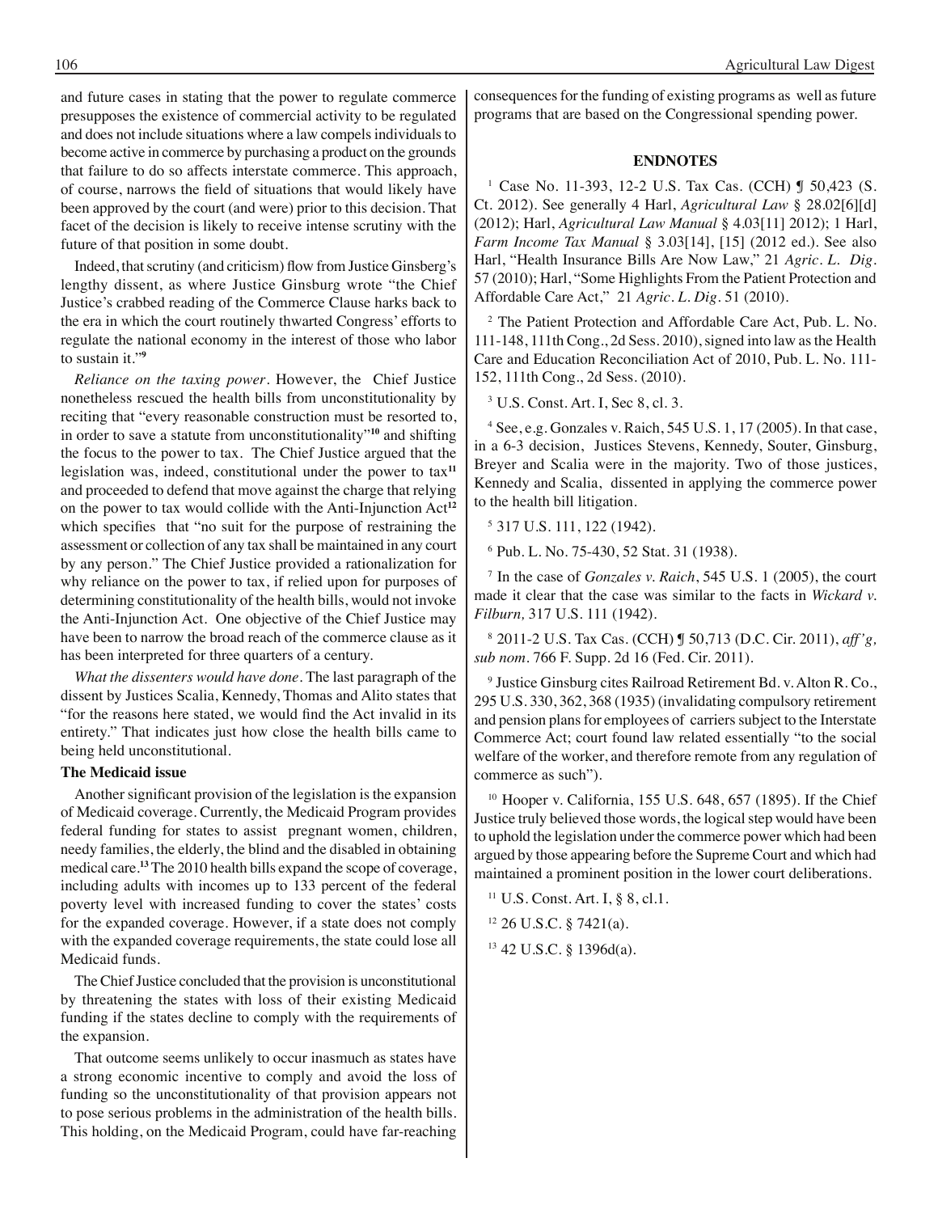and future cases in stating that the power to regulate commerce presupposes the existence of commercial activity to be regulated and does not include situations where a law compels individuals to become active in commerce by purchasing a product on the grounds that failure to do so affects interstate commerce. This approach, of course, narrows the field of situations that would likely have been approved by the court (and were) prior to this decision. That facet of the decision is likely to receive intense scrutiny with the future of that position in some doubt.

Indeed, that scrutiny (and criticism) flow from Justice Ginsberg's lengthy dissent, as where Justice Ginsburg wrote "the Chief Justice's crabbed reading of the Commerce Clause harks back to the era in which the court routinely thwarted Congress' efforts to regulate the national economy in the interest of those who labor to sustain it."[9]

*Reliance on the taxing power*. However, the Chief Justice nonetheless rescued the health bills from unconstitutionality by reciting that "every reasonable construction must be resorted to, in order to save a statute from unconstitutionality"[10] and shifting the focus to the power to tax. The Chief Justice argued that the legislation was, indeed, constitutional under the power to tax[11] and proceeded to defend that move against the charge that relying on the power to tax would collide with the Anti-Injunction Act[12] which specifies that "no suit for the purpose of restraining the assessment or collection of any tax shall be maintained in any court by any person." The Chief Justice provided a rationalization for why reliance on the power to tax, if relied upon for purposes of determining constitutionality of the health bills, would not invoke the Anti-Injunction Act. One objective of the Chief Justice may have been to narrow the broad reach of the commerce clause as it has been interpreted for three quarters of a century.

*What the dissenters would have done*. The last paragraph of the dissent by Justices Scalia, Kennedy, Thomas and Alito states that "for the reasons here stated, we would find the Act invalid in its entirety." That indicates just how close the health bills came to being held unconstitutional.

**The Medicaid issue**

Another significant provision of the legislation is the expansion of Medicaid coverage. Currently, the Medicaid Program provides federal funding for states to assist pregnant women, children, needy families, the elderly, the blind and the disabled in obtaining medical care.[13] The 2010 health bills expand the scope of coverage, including adults with incomes up to 133 percent of the federal poverty level with increased funding to cover the states' costs for the expanded coverage. However, if a state does not comply with the expanded coverage requirements, the state could lose all Medicaid funds.

The Chief Justice concluded that the provision is unconstitutional by threatening the states with loss of their existing Medicaid funding if the states decline to comply with the requirements of the expansion.

That outcome seems unlikely to occur inasmuch as states have a strong economic incentive to comply and avoid the loss of funding so the unconstitutionality of that provision appears not to pose serious problems in the administration of the health bills. This holding, on the Medicaid Program, could have far-reaching consequences for the funding of existing programs as well as future programs that are based on the Congressional spending power.

## ENDNOTES

[1] Case No. 11-393, 12-2 U.S. Tax Cas. (CCH) ¶ 50,423 (S. Ct. 2012). See generally 4 Harl, *Agricultural Law* § 28.02[6][d] (2012); Harl, *Agricultural Law Manual* § 4.03[11] 2012); 1 Harl, *Farm Income Tax Manual* § 3.03[14], [15] (2012 ed.). See also Harl, "Health Insurance Bills Are Now Law," 21 *Agric. L. Dig.* 57 (2010); Harl, "Some Highlights From the Patient Protection and Affordable Care Act," 21 *Agric. L. Dig.* 51 (2010).

[2] The Patient Protection and Affordable Care Act, Pub. L. No. 111-148, 111th Cong., 2d Sess. 2010), signed into law as the Health Care and Education Reconciliation Act of 2010, Pub. L. No. 111-152, 111th Cong., 2d Sess. (2010).

[3] U.S. Const. Art. I, Sec 8, cl. 3.

[4] See, e.g. Gonzales v. Raich, 545 U.S. 1, 17 (2005). In that case, in a 6-3 decision, Justices Stevens, Kennedy, Souter, Ginsburg, Breyer and Scalia were in the majority. Two of those justices, Kennedy and Scalia, dissented in applying the commerce power to the health bill litigation.

[5] 317 U.S. 111, 122 (1942).

[6] Pub. L. No. 75-430, 52 Stat. 31 (1938).

[7] In the case of *Gonzales v. Raich*, 545 U.S. 1 (2005), the court made it clear that the case was similar to the facts in *Wickard v. Filburn,* 317 U.S. 111 (1942).

[8] 2011-2 U.S. Tax Cas. (CCH) ¶ 50,713 (D.C. Cir. 2011), *aff'g, sub nom.* 766 F. Supp. 2d 16 (Fed. Cir. 2011).

[9] Justice Ginsburg cites Railroad Retirement Bd. v. Alton R. Co., 295 U.S. 330, 362, 368 (1935) (invalidating compulsory retirement and pension plans for employees of carriers subject to the Interstate Commerce Act; court found law related essentially "to the social welfare of the worker, and therefore remote from any regulation of commerce as such").

[10] Hooper v. California, 155 U.S. 648, 657 (1895). If the Chief Justice truly believed those words, the logical step would have been to uphold the legislation under the commerce power which had been argued by those appearing before the Supreme Court and which had maintained a prominent position in the lower court deliberations.

[11] U.S. Const. Art. I, § 8, cl.1.

[12] 26 U.S.C. § 7421(a).

[13] 42 U.S.C. § 1396d(a).